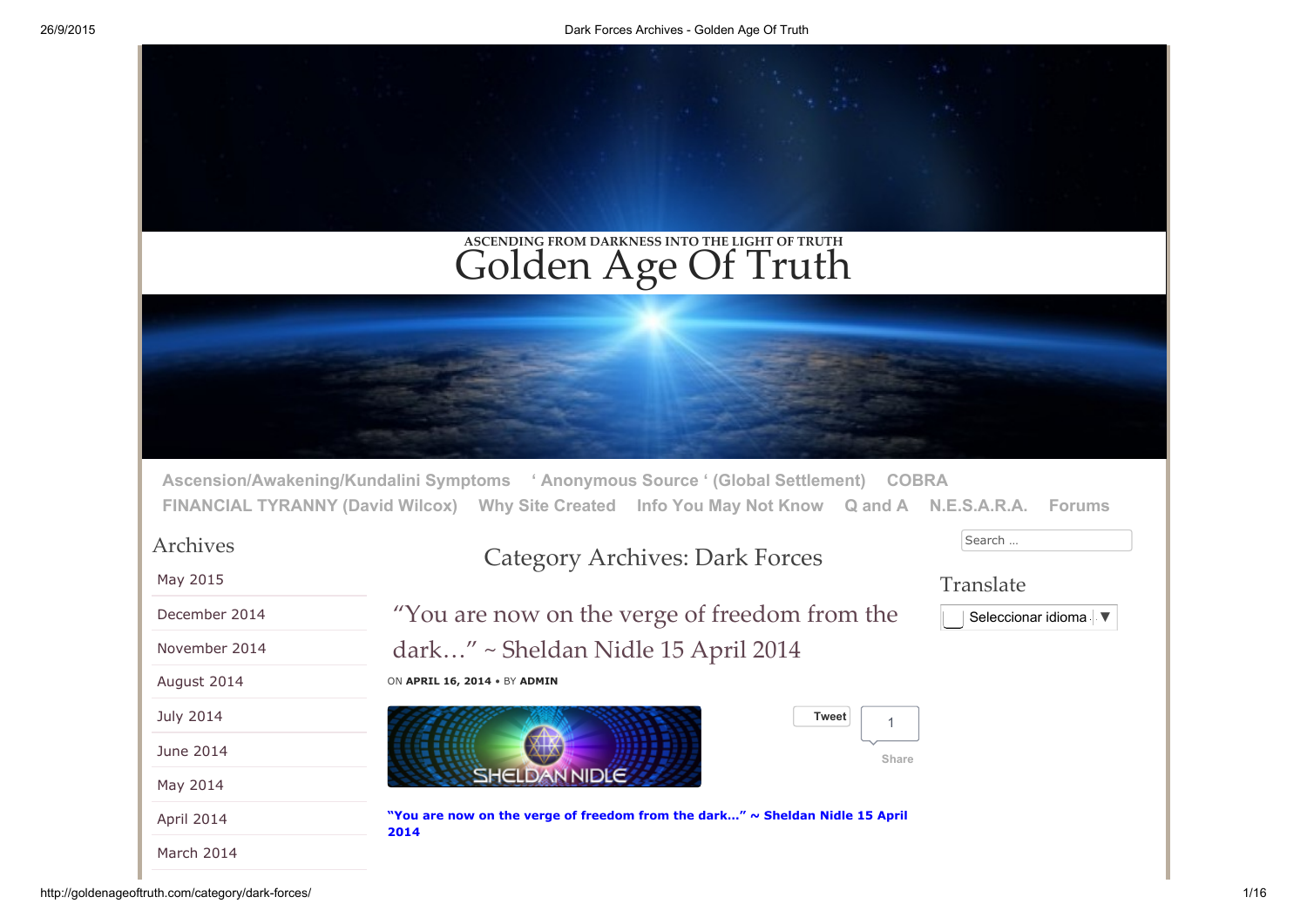ASCENDING FROM DARKNESS INTO THE LIGHT OF TRUTH

# Golden Age Of Truth

Ascension/Awakening/Kundalini Symptoms ‘ Anonymous Source ‘ (Global Settlement) COBRA FINANCIAL TYRANNY (David Wilcox) Why Site Created Info You May Not Know Q and A N.E.S.A.R.A. Forums

## Archives

- May 2015
- December 2014
- November 2014
- August 2014
- July 2014
- June 2014
- May 2014
- April 2014
- March 2014

Search ...

## Translate

Seleccionar idioma ▼

## Category Archives: Dark Forces

### “You are now on the verge of freedom from the dark…” ~ Sheldan Nidle 15 April 2014

ON **APRIL 16, 2014** • BY **ADMIN**

SHELDAN NIDLE

Tweet 1 Share

**“You are now on the verge of freedom from the dark…” ~ Sheldan Nidle 15 April 2014**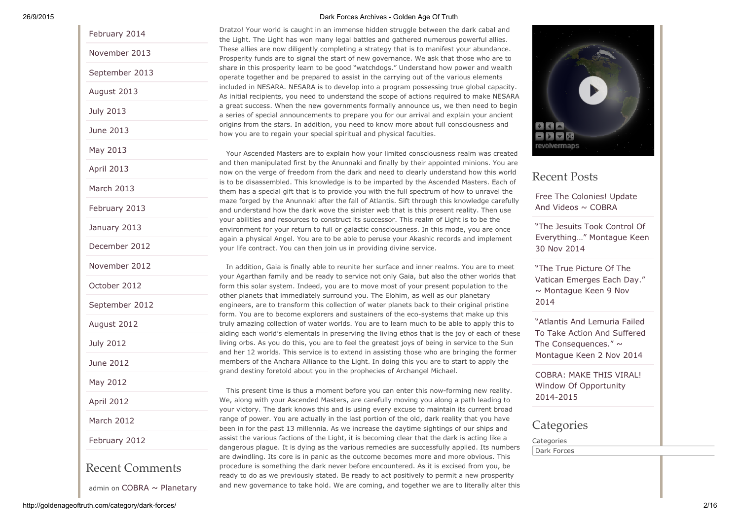February 2014

November 2013

September 2013

August 2013

July 2013

June 2013

May 2013

April 2013

March 2013

February 2013

January 2013

December 2012

November 2012

October 2012

September 2012

August 2012

July 2012

June 2012

May 2012

April 2012

March 2012

February 2012

## Recent Comments

admin on COBRA ~ Planetary

Dratzo! Your world is caught in an immense hidden struggle between the dark cabal and the Light. The Light has won many legal battles and gathered numerous powerful allies. These allies are now diligently completing a strategy that is to manifest your abundance. Prosperity funds are to signal the start of new governance. We ask that those who are to share in this prosperity learn to be good "watchdogs." Understand how power and wealth operate together and be prepared to assist in the carrying out of the various elements included in NESARA. NESARA is to develop into a program possessing true global capacity. As initial recipients, you need to understand the scope of actions required to make NESARA a great success. When the new governments formally announce us, we then need to begin a series of special announcements to prepare you for our arrival and explain your ancient origins from the stars. In addition, you need to know more about full consciousness and how you are to regain your special spiritual and physical faculties.

Your Ascended Masters are to explain how your limited consciousness realm was created and then manipulated first by the Anunnaki and finally by their appointed minions. You are now on the verge of freedom from the dark and need to clearly understand how this world is to be disassembled. This knowledge is to be imparted by the Ascended Masters. Each of them has a special gift that is to provide you with the full spectrum of how to unravel the maze forged by the Anunnaki after the fall of Atlantis. Sift through this knowledge carefully and understand how the dark wove the sinister web that is this present reality. Then use your abilities and resources to construct its successor. This realm of Light is to be the environment for your return to full or galactic consciousness. In this mode, you are once again a physical Angel. You are to be able to peruse your Akashic records and implement your life contract. You can then join us in providing divine service.

In addition, Gaia is finally able to reunite her surface and inner realms. You are to meet your Agarthan family and be ready to service not only Gaia, but also the other worlds that form this solar system. Indeed, you are to move most of your present population to the other planets that immediately surround you. The Elohim, as well as our planetary engineers, are to transform this collection of water planets back to their original pristine form. You are to become explorers and sustainers of the eco-systems that make up this truly amazing collection of water worlds. You are to learn much to be able to apply this to aiding each world's elementals in preserving the living ethos that is the joy of each of these living orbs. As you do this, you are to feel the greatest joys of being in service to the Sun and her 12 worlds. This service is to extend in assisting those who are bringing the former members of the Anchara Alliance to the Light. In doing this you are to start to apply the grand destiny foretold about you in the prophecies of Archangel Michael.

This present time is thus a moment before you can enter this now-forming new reality. We, along with your Ascended Masters, are carefully moving you along a path leading to your victory. The dark knows this and is using every excuse to maintain its current broad range of power. You are actually in the last portion of the old, dark reality that you have been in for the past 13 millennia. As we increase the daytime sightings of our ships and assist the various factions of the Light, it is becoming clear that the dark is acting like a dangerous plague. It is dying as the various remedies are successfully applied. Its numbers are dwindling. Its core is in panic as the outcome becomes more and more obvious. This procedure is something the dark never before encountered. As it is excised from you, be ready to do as we previously stated. Be ready to act positively to permit a new prosperity and new governance to take hold. We are coming, and together we are to literally alter this

revolvermaps

## Recent Posts

Free The Colonies! Update And Videos ~ COBRA

"The Jesuits Took Control Of Everything…" Montague Keen 30 Nov 2014

"The True Picture Of The Vatican Emerges Each Day." ~ Montague Keen 9 Nov 2014

"Atlantis And Lemuria Failed To Take Action And Suffered The Consequences." ~ Montague Keen 2 Nov 2014

COBRA: MAKE THIS VIRAL! Window Of Opportunity 2014-2015

## Categories

Categories

Dark Forces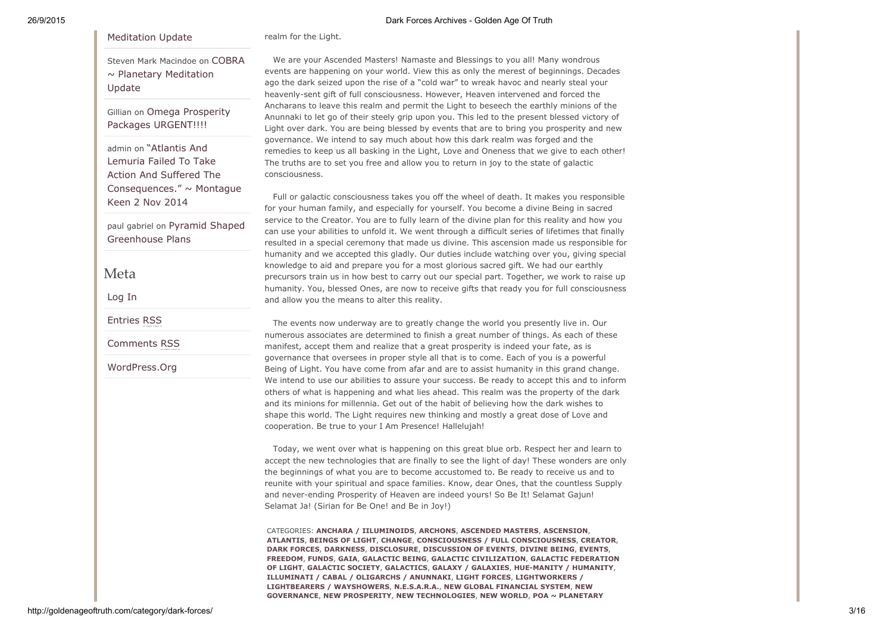Meditation Update

Steven Mark Macindoe on COBRA ~ Planetary Meditation Update

Gillian on Omega Prosperity Packages URGENT!!!!

admin on "Atlantis And Lemuria Failed To Take Action And Suffered The Consequences." ~ Montague Keen 2 Nov 2014

paul gabriel on Pyramid Shaped Greenhouse Plans

## Meta

Log In

Entries RSS

Comments RSS

WordPress.Org

realm for the Light.

We are your Ascended Masters! Namaste and Blessings to you all! Many wondrous events are happening on your world. View this as only the merest of beginnings. Decades ago the dark seized upon the rise of a "cold war" to wreak havoc and nearly steal your heavenly-sent gift of full consciousness. However, Heaven intervened and forced the Ancharans to leave this realm and permit the Light to beseech the earthly minions of the Anunnaki to let go of their steely grip upon you. This led to the present blessed victory of Light over dark. You are being blessed by events that are to bring you prosperity and new governance. We intend to say much about how this dark realm was forged and the remedies to keep us all basking in the Light, Love and Oneness that we give to each other! The truths are to set you free and allow you to return in joy to the state of galactic consciousness.

Full or galactic consciousness takes you off the wheel of death. It makes you responsible for your human family, and especially for yourself. You become a divine Being in sacred service to the Creator. You are to fully learn of the divine plan for this reality and how you can use your abilities to unfold it. We went through a difficult series of lifetimes that finally resulted in a special ceremony that made us divine. This ascension made us responsible for humanity and we accepted this gladly. Our duties include watching over you, giving special knowledge to aid and prepare you for a most glorious sacred gift. We had our earthly precursors train us in how best to carry out our special part. Together, we work to raise up humanity. You, blessed Ones, are now to receive gifts that ready you for full consciousness and allow you the means to alter this reality.

The events now underway are to greatly change the world you presently live in. Our numerous associates are determined to finish a great number of things. As each of these manifest, accept them and realize that a great prosperity is indeed your fate, as is governance that oversees in proper style all that is to come. Each of you is a powerful Being of Light. You have come from afar and are to assist humanity in this grand change. We intend to use our abilities to assure your success. Be ready to accept this and to inform others of what is happening and what lies ahead. This realm was the property of the dark and its minions for millennia. Get out of the habit of believing how the dark wishes to shape this world. The Light requires new thinking and mostly a great dose of Love and cooperation. Be true to your I Am Presence! Hallelujah!

Today, we went over what is happening on this great blue orb. Respect her and learn to accept the new technologies that are finally to see the light of day! These wonders are only the beginnings of what you are to become accustomed to. Be ready to receive us and to reunite with your spiritual and space families. Know, dear Ones, that the countless Supply and never-ending Prosperity of Heaven are indeed yours! So Be It! Selamat Gajun! Selamat Ja! (Sirian for Be One! and Be in Joy!)

CATEGORIES: **ANCHARA / IILUMINOIDS**, **ARCHONS**, **ASCENDED MASTERS**, **ASCENSION**, **ATLANTIS**, **BEINGS OF LIGHT**, **CHANGE**, **CONSCIOUSNESS / FULL CONSCIOUSNESS**, **CREATOR**, **DARK FORCES**, **DARKNESS**, **DISCLOSURE**, **DISCUSSION OF EVENTS**, **DIVINE BEING**, **EVENTS**, **FREEDOM**, **FUNDS**, **GAIA**, **GALACTIC BEING**, **GALACTIC CIVILIZATION**, **GALACTIC FEDERATION OF LIGHT**, **GALACTIC SOCIETY**, **GALACTICS**, **GALAXY / GALAXIES**, **HUE-MANITY / HUMANITY**, **ILLUMINATI / CABAL / OLIGARCHS / ANUNNAKI**, **LIGHT FORCES**, **LIGHTWORKERS / LIGHTBEARERS / WAYSHOWERS**, **N.E.S.A.R.A.**, **NEW GLOBAL FINANCIAL SYSTEM**, **NEW GOVERNANCE**, **NEW PROSPERITY**, **NEW TECHNOLOGIES**, **NEW WORLD**, **POA ~ PLANETARY**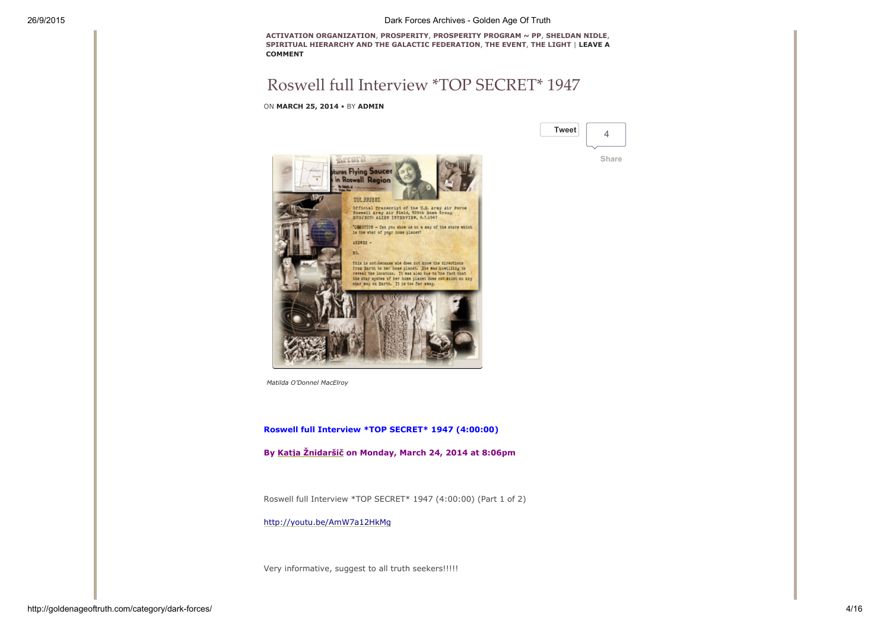**ACTIVATION ORGANIZATION**, **PROSPERITY**, **PROSPERITY PROGRAM ~ PP**, **SHELDAN NIDLE**, **SPIRITUAL HIERARCHY AND THE GALACTIC FEDERATION**, **THE EVENT**, **THE LIGHT** | **LEAVE A COMMENT**

# Roswell full Interview *TOP SECRET* 1947

ON **MARCH 25, 2014** • BY **ADMIN**

Tweet 4 Share

*Matilda O'Donnel MacElroy*

**Roswell full Interview *TOP SECRET* 1947 (4:00:00)**

**By Katja Žnidaršič on Monday, March 24, 2014 at 8:06pm**

Roswell full Interview *TOP SECRET* 1947 (4:00:00) (Part 1 of 2)

http://youtu.be/AmW7a12HkMg

Very informative, suggest to all truth seekers!!!!!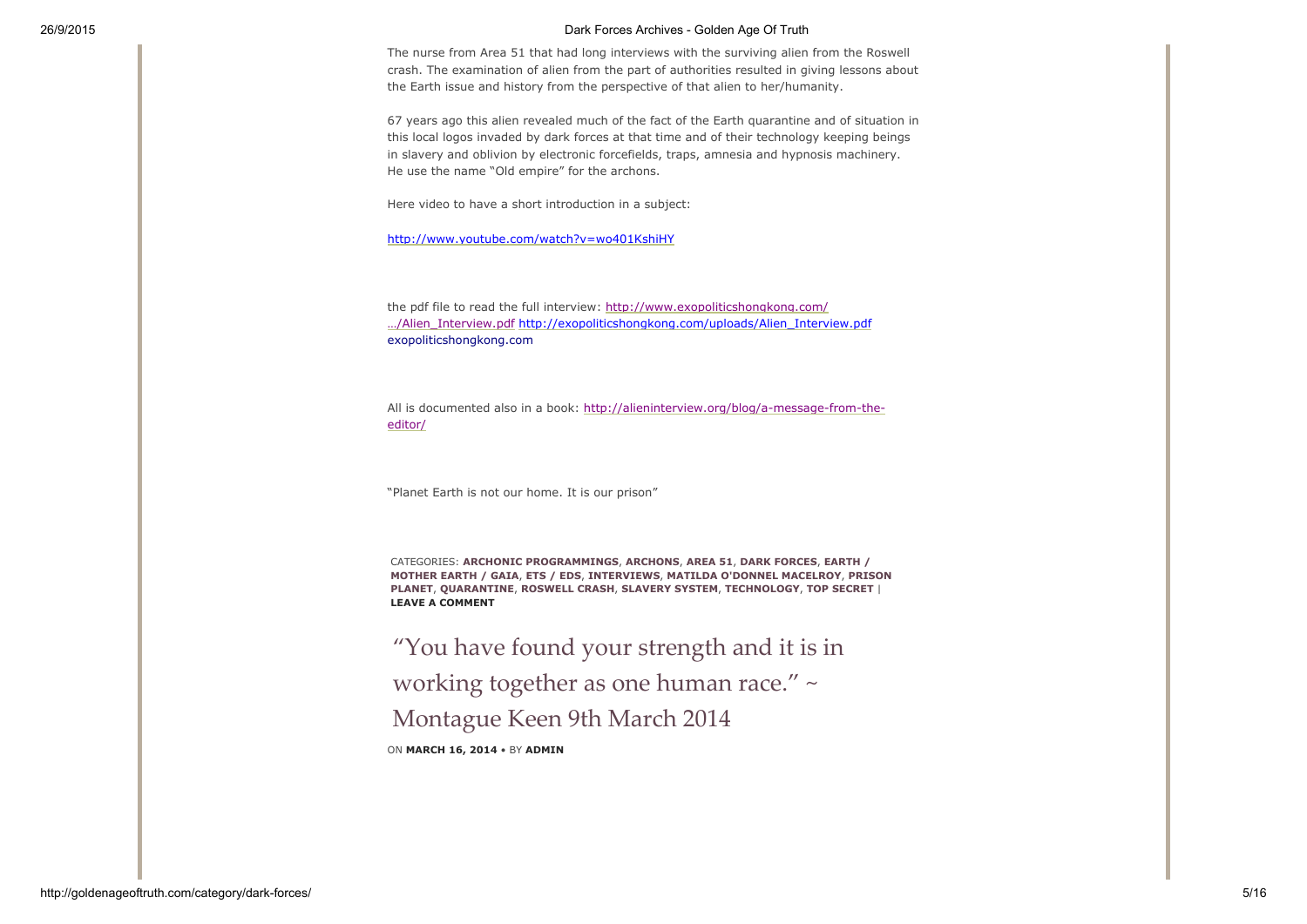The nurse from Area 51 that had long interviews with the surviving alien from the Roswell crash. The examination of alien from the part of authorities resulted in giving lessons about the Earth issue and history from the perspective of that alien to her/humanity.

67 years ago this alien revealed much of the fact of the Earth quarantine and of situation in this local logos invaded by dark forces at that time and of their technology keeping beings in slavery and oblivion by electronic forcefields, traps, amnesia and hypnosis machinery. He use the name "Old empire" for the archons.

Here video to have a short introduction in a subject:

http://www.youtube.com/watch?v=wo401KshiHY

the pdf file to read the full interview: http://www.exopoliticshongkong.com/…/Alien_Interview.pdf http://exopoliticshongkong.com/uploads/Alien_Interview.pdf exopoliticshongkong.com

All is documented also in a book: http://alieninterview.org/blog/a-message-from-the-editor/

"Planet Earth is not our home. It is our prison"

CATEGORIES: **ARCHONIC PROGRAMMINGS**, **ARCHONS**, **AREA 51**, **DARK FORCES**, **EARTH / MOTHER EARTH / GAIA**, **ETS / EDS**, **INTERVIEWS**, **MATILDA O'DONNEL MACELROY**, **PRISON PLANET**, **QUARANTINE**, **ROSWELL CRASH**, **SLAVERY SYSTEM**, **TECHNOLOGY**, **TOP SECRET** | **LEAVE A COMMENT**

# "You have found your strength and it is in working together as one human race." ~ Montague Keen 9th March 2014

ON **MARCH 16, 2014** • BY **ADMIN**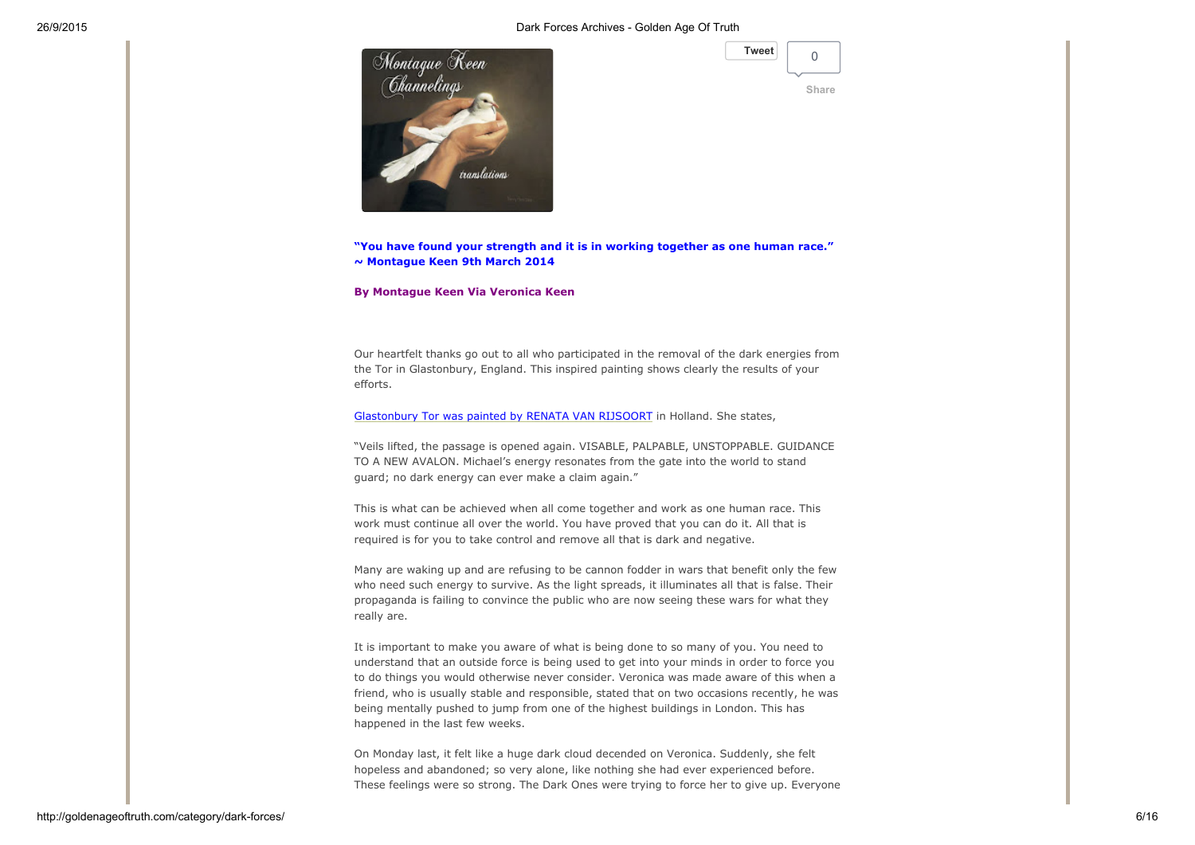**"You have found your strength and it is in working together as one human race." ~ Montague Keen 9th March 2014**

**By Montague Keen Via Veronica Keen**

Our heartfelt thanks go out to all who participated in the removal of the dark energies from the Tor in Glastonbury, England. This inspired painting shows clearly the results of your efforts.

Glastonbury Tor was painted by RENATA VAN RIJSOORT in Holland. She states,

"Veils lifted, the passage is opened again. VISABLE, PALPABLE, UNSTOPPABLE. GUIDANCE TO A NEW AVALON. Michael's energy resonates from the gate into the world to stand guard; no dark energy can ever make a claim again."

This is what can be achieved when all come together and work as one human race. This work must continue all over the world. You have proved that you can do it. All that is required is for you to take control and remove all that is dark and negative.

Many are waking up and are refusing to be cannon fodder in wars that benefit only the few who need such energy to survive. As the light spreads, it illuminates all that is false. Their propaganda is failing to convince the public who are now seeing these wars for what they really are.

It is important to make you aware of what is being done to so many of you. You need to understand that an outside force is being used to get into your minds in order to force you to do things you would otherwise never consider. Veronica was made aware of this when a friend, who is usually stable and responsible, stated that on two occasions recently, he was being mentally pushed to jump from one of the highest buildings in London. This has happened in the last few weeks.

On Monday last, it felt like a huge dark cloud decended on Veronica. Suddenly, she felt hopeless and abandoned; so very alone, like nothing she had ever experienced before. These feelings were so strong. The Dark Ones were trying to force her to give up. Everyone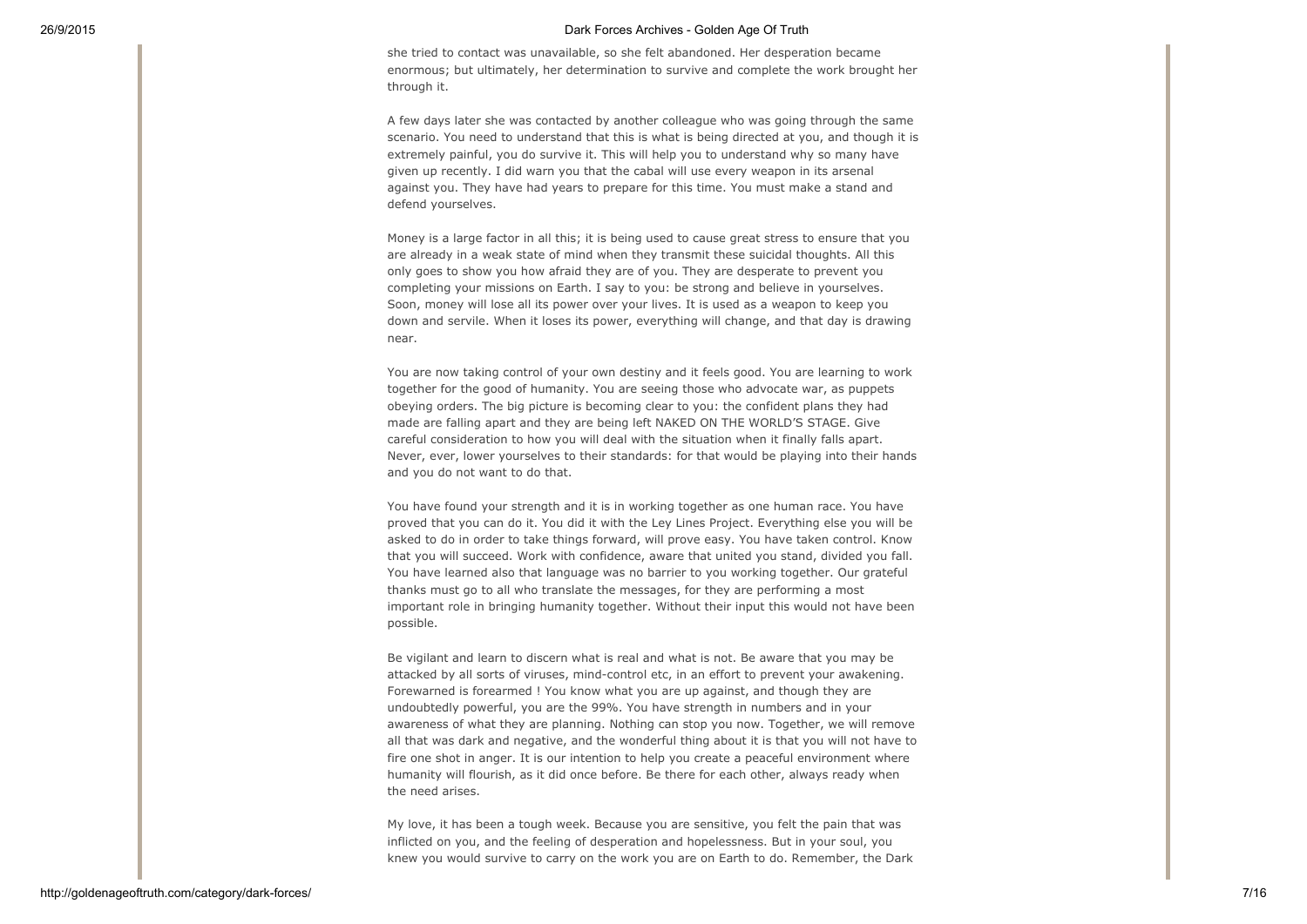she tried to contact was unavailable, so she felt abandoned. Her desperation became enormous; but ultimately, her determination to survive and complete the work brought her through it.

A few days later she was contacted by another colleague who was going through the same scenario. You need to understand that this is what is being directed at you, and though it is extremely painful, you do survive it. This will help you to understand why so many have given up recently. I did warn you that the cabal will use every weapon in its arsenal against you. They have had years to prepare for this time. You must make a stand and defend yourselves.

Money is a large factor in all this; it is being used to cause great stress to ensure that you are already in a weak state of mind when they transmit these suicidal thoughts. All this only goes to show you how afraid they are of you. They are desperate to prevent you completing your missions on Earth. I say to you: be strong and believe in yourselves. Soon, money will lose all its power over your lives. It is used as a weapon to keep you down and servile. When it loses its power, everything will change, and that day is drawing near.

You are now taking control of your own destiny and it feels good. You are learning to work together for the good of humanity. You are seeing those who advocate war, as puppets obeying orders. The big picture is becoming clear to you: the confident plans they had made are falling apart and they are being left NAKED ON THE WORLD'S STAGE. Give careful consideration to how you will deal with the situation when it finally falls apart. Never, ever, lower yourselves to their standards: for that would be playing into their hands and you do not want to do that.

You have found your strength and it is in working together as one human race. You have proved that you can do it. You did it with the Ley Lines Project. Everything else you will be asked to do in order to take things forward, will prove easy. You have taken control. Know that you will succeed. Work with confidence, aware that united you stand, divided you fall. You have learned also that language was no barrier to you working together. Our grateful thanks must go to all who translate the messages, for they are performing a most important role in bringing humanity together. Without their input this would not have been possible.

Be vigilant and learn to discern what is real and what is not. Be aware that you may be attacked by all sorts of viruses, mind-control etc, in an effort to prevent your awakening. Forewarned is forearmed ! You know what you are up against, and though they are undoubtedly powerful, you are the 99%. You have strength in numbers and in your awareness of what they are planning. Nothing can stop you now. Together, we will remove all that was dark and negative, and the wonderful thing about it is that you will not have to fire one shot in anger. It is our intention to help you create a peaceful environment where humanity will flourish, as it did once before. Be there for each other, always ready when the need arises.

My love, it has been a tough week. Because you are sensitive, you felt the pain that was inflicted on you, and the feeling of desperation and hopelessness. But in your soul, you knew you would survive to carry on the work you are on Earth to do. Remember, the Dark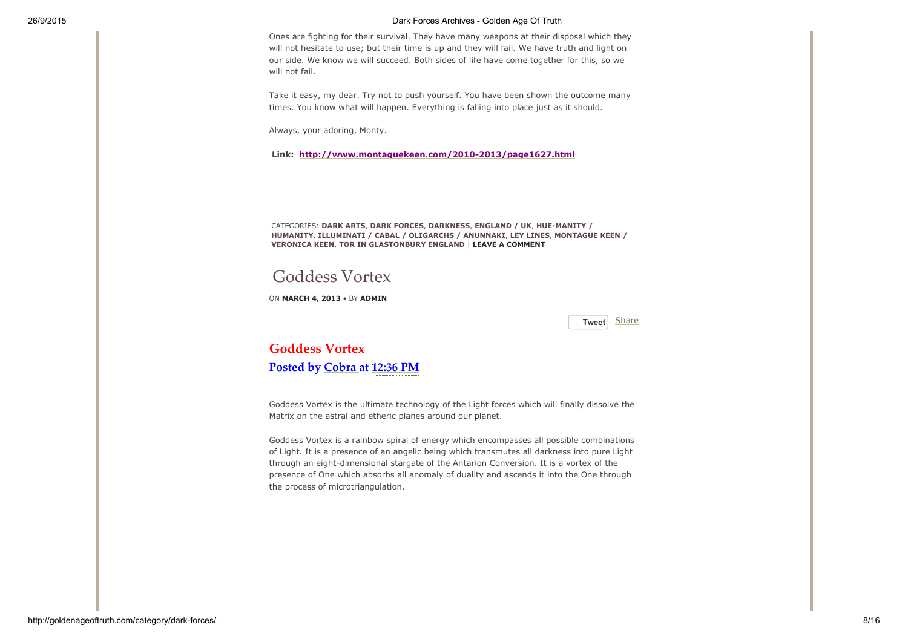Ones are fighting for their survival. They have many weapons at their disposal which they will not hesitate to use; but their time is up and they will fail. We have truth and light on our side. We know we will succeed. Both sides of life have come together for this, so we will not fail.

Take it easy, my dear. Try not to push yourself. You have been shown the outcome many times. You know what will happen. Everything is falling into place just as it should.

Always, your adoring, Monty.

**Link: http://www.montaguekeen.com/2010-2013/page1627.html**

CATEGORIES: **DARK ARTS**, **DARK FORCES**, **DARKNESS**, **ENGLAND / UK**, **HUE-MANITY / HUMANITY**, **ILLUMINATI / CABAL / OLIGARCHS / ANUNNAKI**, **LEY LINES**, **MONTAGUE KEEN / VERONICA KEEN**, **TOR IN GLASTONBURY ENGLAND** | **LEAVE A COMMENT**

# Goddess Vortex

ON **MARCH 4, 2013** • BY **ADMIN**

Tweet Share

## Goddess Vortex

### Posted by Cobra at 12:36 PM

Goddess Vortex is the ultimate technology of the Light forces which will finally dissolve the Matrix on the astral and etheric planes around our planet.

Goddess Vortex is a rainbow spiral of energy which encompasses all possible combinations of Light. It is a presence of an angelic being which transmutes all darkness into pure Light through an eight-dimensional stargate of the Antarion Conversion. It is a vortex of the presence of One which absorbs all anomaly of duality and ascends it into the One through the process of microtriangulation.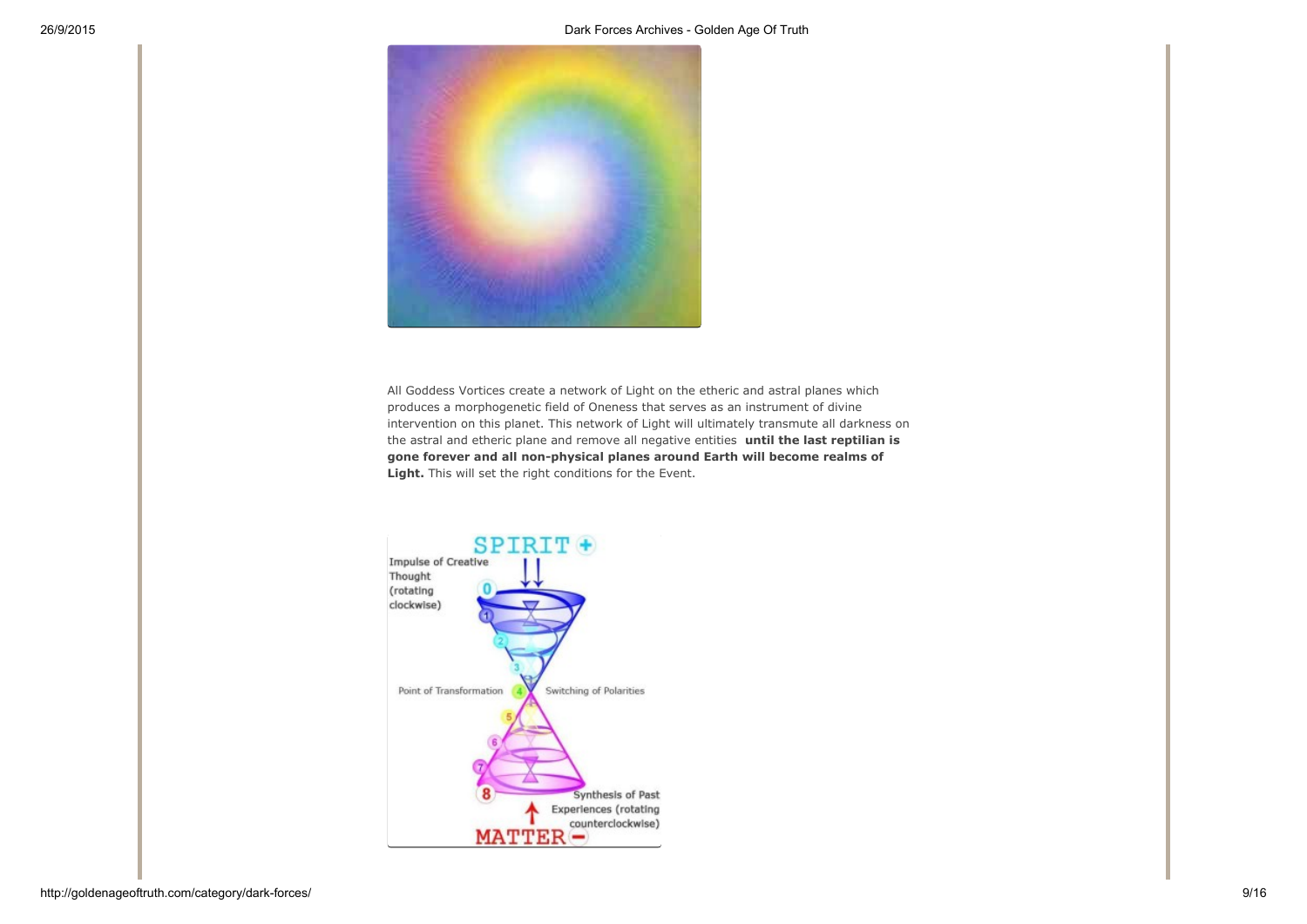All Goddess Vortices create a network of Light on the etheric and astral planes which produces a morphogenetic field of Oneness that serves as an instrument of divine intervention on this planet. This network of Light will ultimately transmute all darkness on the astral and etheric plane and remove all negative entities **until the last reptilian is gone forever and all non-physical planes around Earth will become realms of Light.** This will set the right conditions for the Event.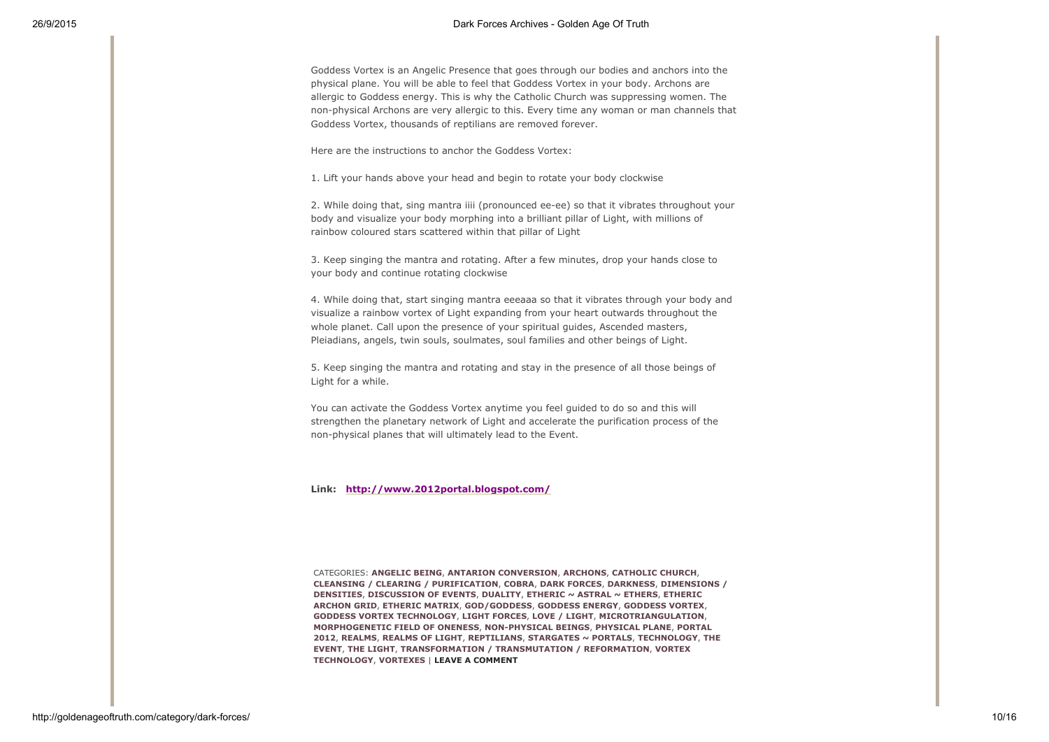Goddess Vortex is an Angelic Presence that goes through our bodies and anchors into the physical plane. You will be able to feel that Goddess Vortex in your body. Archons are allergic to Goddess energy. This is why the Catholic Church was suppressing women. The non-physical Archons are very allergic to this. Every time any woman or man channels that Goddess Vortex, thousands of reptilians are removed forever.

Here are the instructions to anchor the Goddess Vortex:

1. Lift your hands above your head and begin to rotate your body clockwise

2. While doing that, sing mantra iiii (pronounced ee-ee) so that it vibrates throughout your body and visualize your body morphing into a brilliant pillar of Light, with millions of rainbow coloured stars scattered within that pillar of Light

3. Keep singing the mantra and rotating. After a few minutes, drop your hands close to your body and continue rotating clockwise

4. While doing that, start singing mantra eeeaaa so that it vibrates through your body and visualize a rainbow vortex of Light expanding from your heart outwards throughout the whole planet. Call upon the presence of your spiritual guides, Ascended masters, Pleiadians, angels, twin souls, soulmates, soul families and other beings of Light.

5. Keep singing the mantra and rotating and stay in the presence of all those beings of Light for a while.

You can activate the Goddess Vortex anytime you feel guided to do so and this will strengthen the planetary network of Light and accelerate the purification process of the non-physical planes that will ultimately lead to the Event.

**Link:** **http://www.2012portal.blogspot.com/**

CATEGORIES: **ANGELIC BEING**, **ANTARION CONVERSION**, **ARCHONS**, **CATHOLIC CHURCH**, **CLEANSING / CLEARING / PURIFICATION**, **COBRA**, **DARK FORCES**, **DARKNESS**, **DIMENSIONS / DENSITIES**, **DISCUSSION OF EVENTS**, **DUALITY**, **ETHERIC ~ ASTRAL ~ ETHERS**, **ETHERIC ARCHON GRID**, **ETHERIC MATRIX**, **GOD/GODDESS**, **GODDESS ENERGY**, **GODDESS VORTEX**, **GODDESS VORTEX TECHNOLOGY**, **LIGHT FORCES**, **LOVE / LIGHT**, **MICROTRIANGULATION**, **MORPHOGENETIC FIELD OF ONENESS**, **NON-PHYSICAL BEINGS**, **PHYSICAL PLANE**, **PORTAL 2012**, **REALMS**, **REALMS OF LIGHT**, **REPTILIANS**, **STARGATES ~ PORTALS**, **TECHNOLOGY**, **THE EVENT**, **THE LIGHT**, **TRANSFORMATION / TRANSMUTATION / REFORMATION**, **VORTEX TECHNOLOGY**, **VORTEXES** | **LEAVE A COMMENT**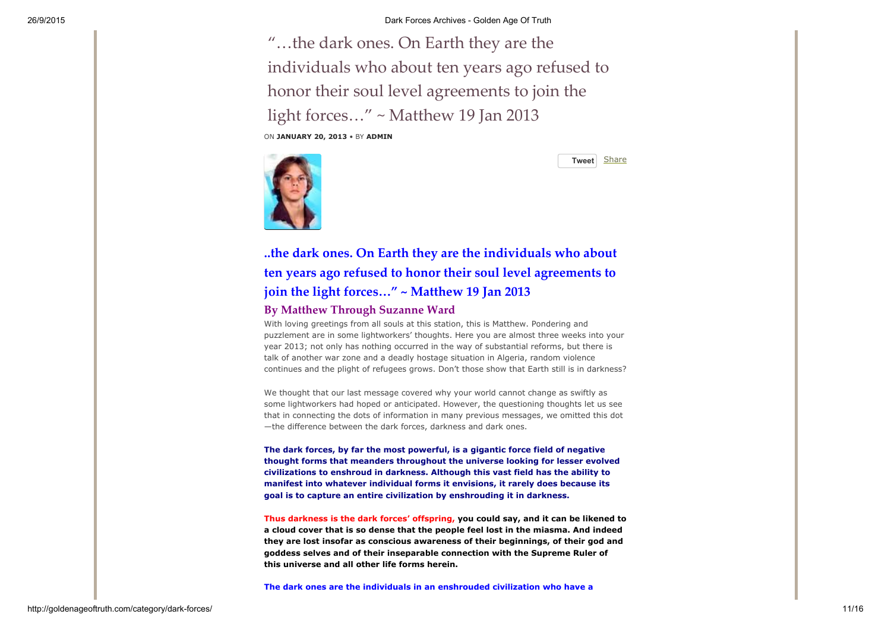# "…the dark ones. On Earth they are the individuals who about ten years ago refused to honor their soul level agreements to join the light forces…" ~ Matthew 19 Jan 2013

ON **JANUARY 20, 2013** • BY **ADMIN**

Tweet Share

## ..the dark ones. On Earth they are the individuals who about ten years ago refused to honor their soul level agreements to join the light forces…" ~ Matthew 19 Jan 2013

### By Matthew Through Suzanne Ward

With loving greetings from all souls at this station, this is Matthew. Pondering and puzzlement are in some lightworkers' thoughts. Here you are almost three weeks into your year 2013; not only has nothing occurred in the way of substantial reforms, but there is talk of another war zone and a deadly hostage situation in Algeria, random violence continues and the plight of refugees grows. Don't those show that Earth still is in darkness?

We thought that our last message covered why your world cannot change as swiftly as some lightworkers had hoped or anticipated. However, the questioning thoughts let us see that in connecting the dots of information in many previous messages, we omitted this dot —the difference between the dark forces, darkness and dark ones.

**The dark forces, by far the most powerful, is a gigantic force field of negative thought forms that meanders throughout the universe looking for lesser evolved civilizations to enshroud in darkness. Although this vast field has the ability to manifest into whatever individual forms it envisions, it rarely does because its goal is to capture an entire civilization by enshrouding it in darkness.**

**Thus darkness is the dark forces' offspring, you could say, and it can be likened to a cloud cover that is so dense that the people feel lost in the miasma. And indeed they are lost insofar as conscious awareness of their beginnings, of their god and goddess selves and of their inseparable connection with the Supreme Ruler of this universe and all other life forms herein.**

**The dark ones are the individuals in an enshrouded civilization who have a**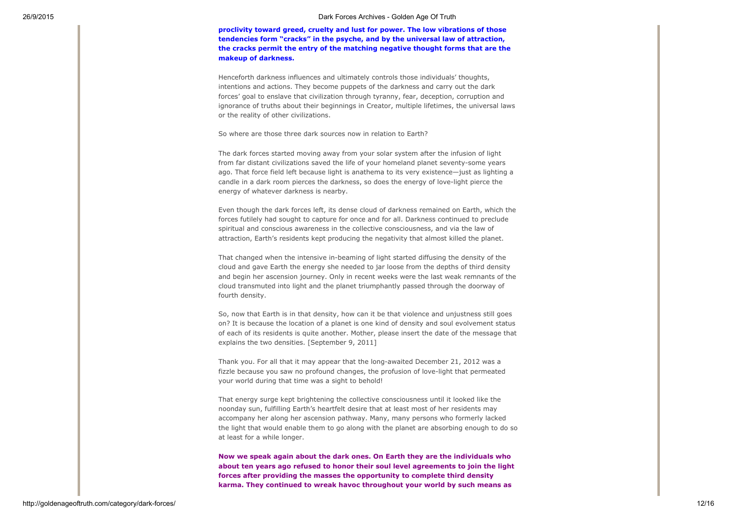**proclivity toward greed, cruelty and lust for power. The low vibrations of those tendencies form "cracks" in the psyche, and by the universal law of attraction, the cracks permit the entry of the matching negative thought forms that are the makeup of darkness.**

Henceforth darkness influences and ultimately controls those individuals' thoughts, intentions and actions. They become puppets of the darkness and carry out the dark forces' goal to enslave that civilization through tyranny, fear, deception, corruption and ignorance of truths about their beginnings in Creator, multiple lifetimes, the universal laws or the reality of other civilizations.

So where are those three dark sources now in relation to Earth?

The dark forces started moving away from your solar system after the infusion of light from far distant civilizations saved the life of your homeland planet seventy-some years ago. That force field left because light is anathema to its very existence—just as lighting a candle in a dark room pierces the darkness, so does the energy of love-light pierce the energy of whatever darkness is nearby.

Even though the dark forces left, its dense cloud of darkness remained on Earth, which the forces futilely had sought to capture for once and for all. Darkness continued to preclude spiritual and conscious awareness in the collective consciousness, and via the law of attraction, Earth's residents kept producing the negativity that almost killed the planet.

That changed when the intensive in-beaming of light started diffusing the density of the cloud and gave Earth the energy she needed to jar loose from the depths of third density and begin her ascension journey. Only in recent weeks were the last weak remnants of the cloud transmuted into light and the planet triumphantly passed through the doorway of fourth density.

So, now that Earth is in that density, how can it be that violence and unjustness still goes on? It is because the location of a planet is one kind of density and soul evolvement status of each of its residents is quite another. Mother, please insert the date of the message that explains the two densities. [September 9, 2011]

Thank you. For all that it may appear that the long-awaited December 21, 2012 was a fizzle because you saw no profound changes, the profusion of love-light that permeated your world during that time was a sight to behold!

That energy surge kept brightening the collective consciousness until it looked like the noonday sun, fulfilling Earth's heartfelt desire that at least most of her residents may accompany her along her ascension pathway. Many, many persons who formerly lacked the light that would enable them to go along with the planet are absorbing enough to do so at least for a while longer.

**Now we speak again about the dark ones. On Earth they are the individuals who about ten years ago refused to honor their soul level agreements to join the light forces after providing the masses the opportunity to complete third density karma. They continued to wreak havoc throughout your world by such means as**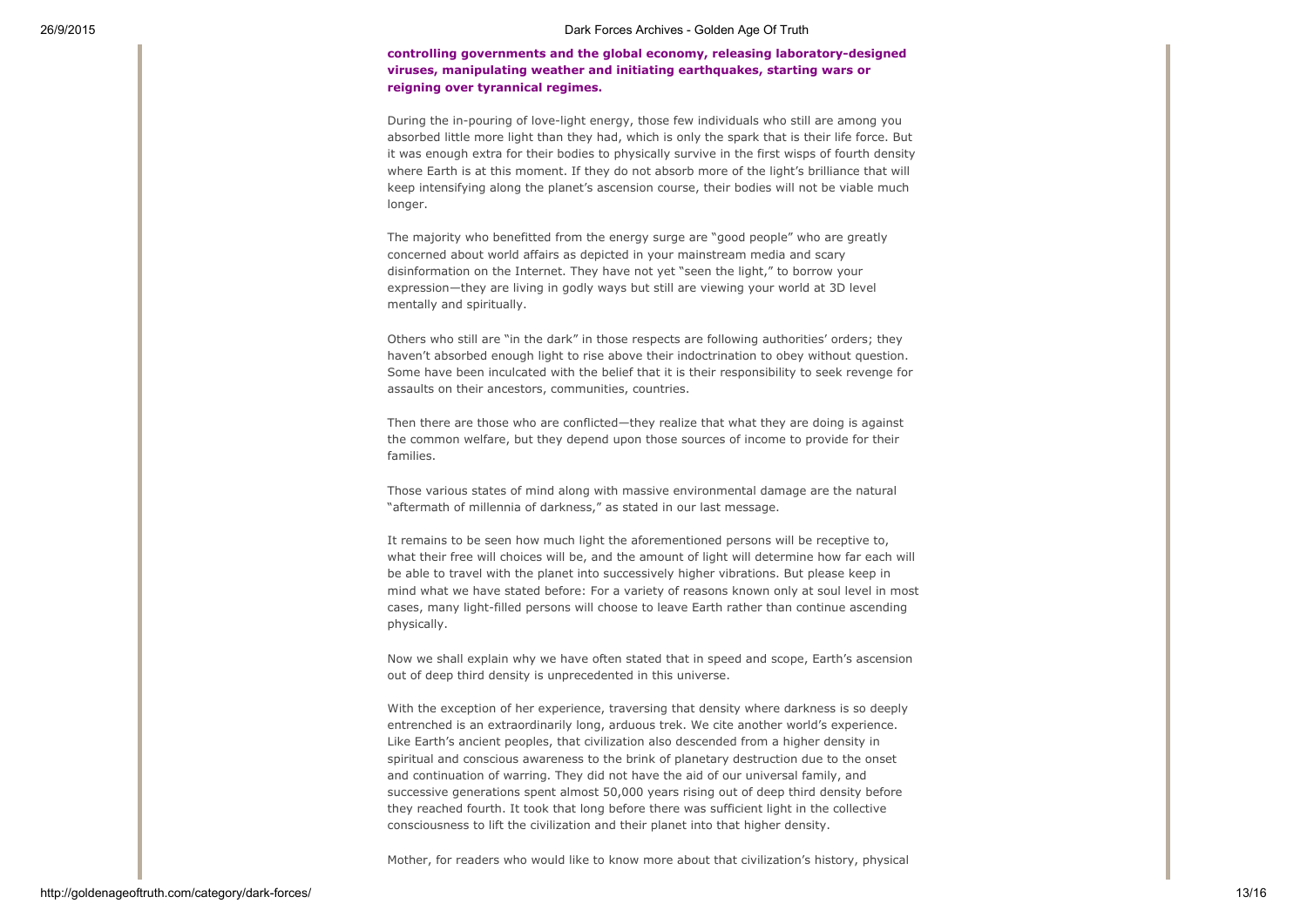**controlling governments and the global economy, releasing laboratory-designed viruses, manipulating weather and initiating earthquakes, starting wars or reigning over tyrannical regimes.**

During the in-pouring of love-light energy, those few individuals who still are among you absorbed little more light than they had, which is only the spark that is their life force. But it was enough extra for their bodies to physically survive in the first wisps of fourth density where Earth is at this moment. If they do not absorb more of the light's brilliance that will keep intensifying along the planet's ascension course, their bodies will not be viable much longer.

The majority who benefitted from the energy surge are "good people" who are greatly concerned about world affairs as depicted in your mainstream media and scary disinformation on the Internet. They have not yet "seen the light," to borrow your expression—they are living in godly ways but still are viewing your world at 3D level mentally and spiritually.

Others who still are "in the dark" in those respects are following authorities' orders; they haven't absorbed enough light to rise above their indoctrination to obey without question. Some have been inculcated with the belief that it is their responsibility to seek revenge for assaults on their ancestors, communities, countries.

Then there are those who are conflicted—they realize that what they are doing is against the common welfare, but they depend upon those sources of income to provide for their families.

Those various states of mind along with massive environmental damage are the natural "aftermath of millennia of darkness," as stated in our last message.

It remains to be seen how much light the aforementioned persons will be receptive to, what their free will choices will be, and the amount of light will determine how far each will be able to travel with the planet into successively higher vibrations. But please keep in mind what we have stated before: For a variety of reasons known only at soul level in most cases, many light-filled persons will choose to leave Earth rather than continue ascending physically.

Now we shall explain why we have often stated that in speed and scope, Earth's ascension out of deep third density is unprecedented in this universe.

With the exception of her experience, traversing that density where darkness is so deeply entrenched is an extraordinarily long, arduous trek. We cite another world's experience. Like Earth's ancient peoples, that civilization also descended from a higher density in spiritual and conscious awareness to the brink of planetary destruction due to the onset and continuation of warring. They did not have the aid of our universal family, and successive generations spent almost 50,000 years rising out of deep third density before they reached fourth. It took that long before there was sufficient light in the collective consciousness to lift the civilization and their planet into that higher density.

Mother, for readers who would like to know more about that civilization's history, physical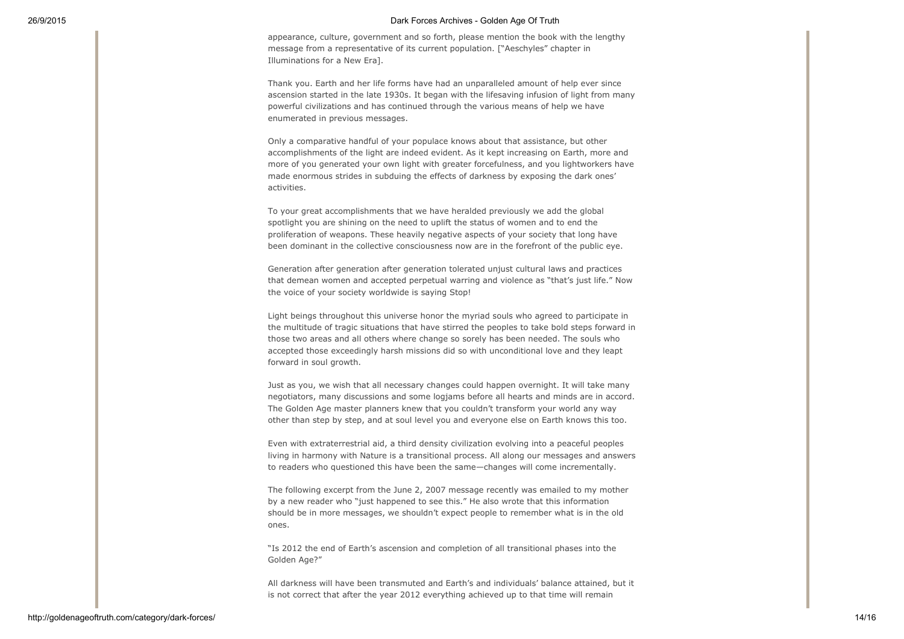appearance, culture, government and so forth, please mention the book with the lengthy message from a representative of its current population. ["Aeschyles" chapter in Illuminations for a New Era].

Thank you. Earth and her life forms have had an unparalleled amount of help ever since ascension started in the late 1930s. It began with the lifesaving infusion of light from many powerful civilizations and has continued through the various means of help we have enumerated in previous messages.

Only a comparative handful of your populace knows about that assistance, but other accomplishments of the light are indeed evident. As it kept increasing on Earth, more and more of you generated your own light with greater forcefulness, and you lightworkers have made enormous strides in subduing the effects of darkness by exposing the dark ones' activities.

To your great accomplishments that we have heralded previously we add the global spotlight you are shining on the need to uplift the status of women and to end the proliferation of weapons. These heavily negative aspects of your society that long have been dominant in the collective consciousness now are in the forefront of the public eye.

Generation after generation after generation tolerated unjust cultural laws and practices that demean women and accepted perpetual warring and violence as "that's just life." Now the voice of your society worldwide is saying Stop!

Light beings throughout this universe honor the myriad souls who agreed to participate in the multitude of tragic situations that have stirred the peoples to take bold steps forward in those two areas and all others where change so sorely has been needed. The souls who accepted those exceedingly harsh missions did so with unconditional love and they leapt forward in soul growth.

Just as you, we wish that all necessary changes could happen overnight. It will take many negotiators, many discussions and some logjams before all hearts and minds are in accord. The Golden Age master planners knew that you couldn't transform your world any way other than step by step, and at soul level you and everyone else on Earth knows this too.

Even with extraterrestrial aid, a third density civilization evolving into a peaceful peoples living in harmony with Nature is a transitional process. All along our messages and answers to readers who questioned this have been the same—changes will come incrementally.

The following excerpt from the June 2, 2007 message recently was emailed to my mother by a new reader who "just happened to see this." He also wrote that this information should be in more messages, we shouldn't expect people to remember what is in the old ones.

"Is 2012 the end of Earth's ascension and completion of all transitional phases into the Golden Age?"

All darkness will have been transmuted and Earth's and individuals' balance attained, but it is not correct that after the year 2012 everything achieved up to that time will remain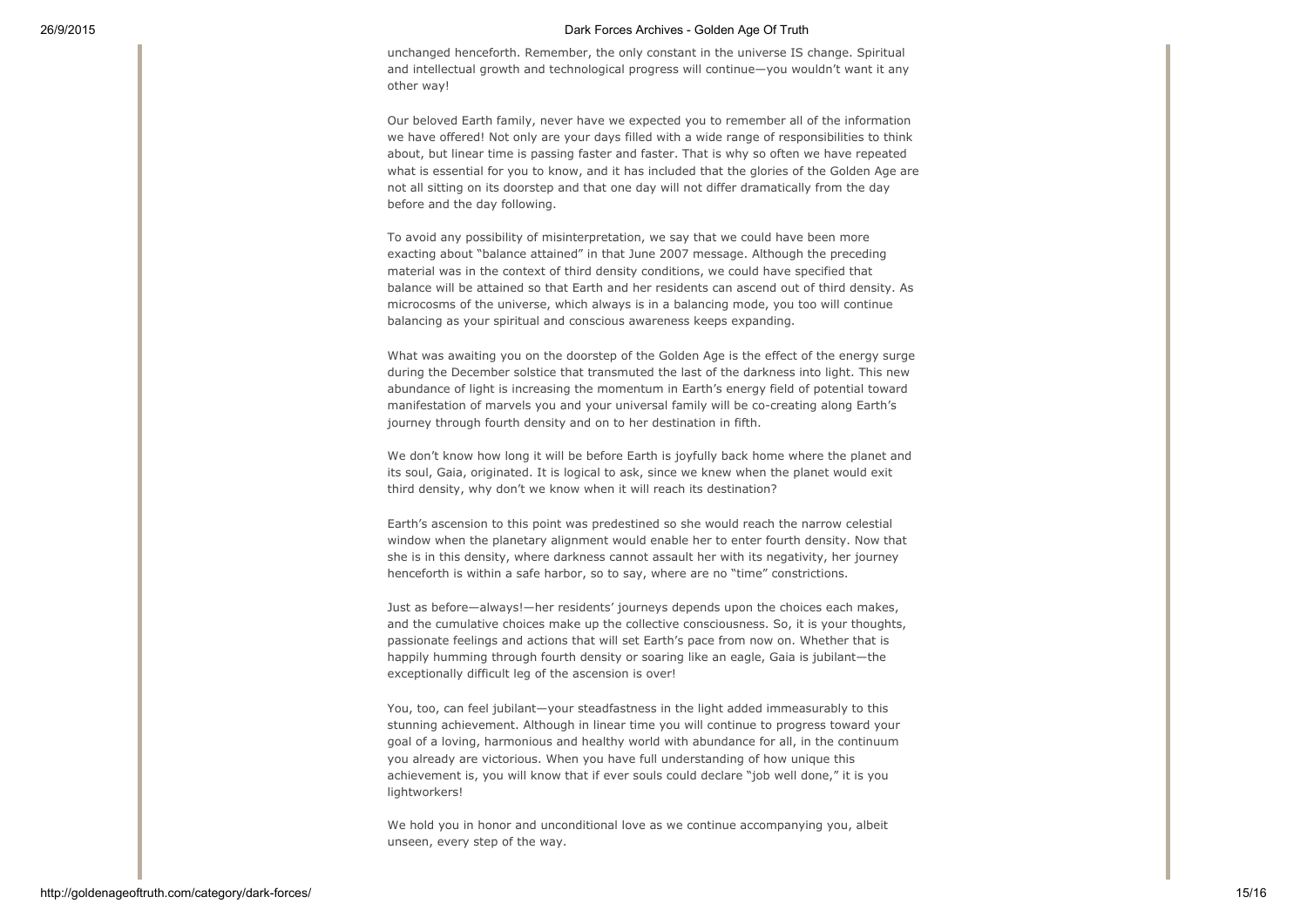unchanged henceforth. Remember, the only constant in the universe IS change. Spiritual and intellectual growth and technological progress will continue—you wouldn't want it any other way!

Our beloved Earth family, never have we expected you to remember all of the information we have offered! Not only are your days filled with a wide range of responsibilities to think about, but linear time is passing faster and faster. That is why so often we have repeated what is essential for you to know, and it has included that the glories of the Golden Age are not all sitting on its doorstep and that one day will not differ dramatically from the day before and the day following.

To avoid any possibility of misinterpretation, we say that we could have been more exacting about "balance attained" in that June 2007 message. Although the preceding material was in the context of third density conditions, we could have specified that balance will be attained so that Earth and her residents can ascend out of third density. As microcosms of the universe, which always is in a balancing mode, you too will continue balancing as your spiritual and conscious awareness keeps expanding.

What was awaiting you on the doorstep of the Golden Age is the effect of the energy surge during the December solstice that transmuted the last of the darkness into light. This new abundance of light is increasing the momentum in Earth's energy field of potential toward manifestation of marvels you and your universal family will be co-creating along Earth's journey through fourth density and on to her destination in fifth.

We don't know how long it will be before Earth is joyfully back home where the planet and its soul, Gaia, originated. It is logical to ask, since we knew when the planet would exit third density, why don't we know when it will reach its destination?

Earth's ascension to this point was predestined so she would reach the narrow celestial window when the planetary alignment would enable her to enter fourth density. Now that she is in this density, where darkness cannot assault her with its negativity, her journey henceforth is within a safe harbor, so to say, where are no "time" constrictions.

Just as before—always!—her residents' journeys depends upon the choices each makes, and the cumulative choices make up the collective consciousness. So, it is your thoughts, passionate feelings and actions that will set Earth's pace from now on. Whether that is happily humming through fourth density or soaring like an eagle, Gaia is jubilant—the exceptionally difficult leg of the ascension is over!

You, too, can feel jubilant—your steadfastness in the light added immeasurably to this stunning achievement. Although in linear time you will continue to progress toward your goal of a loving, harmonious and healthy world with abundance for all, in the continuum you already are victorious. When you have full understanding of how unique this achievement is, you will know that if ever souls could declare "job well done," it is you lightworkers!

We hold you in honor and unconditional love as we continue accompanying you, albeit unseen, every step of the way.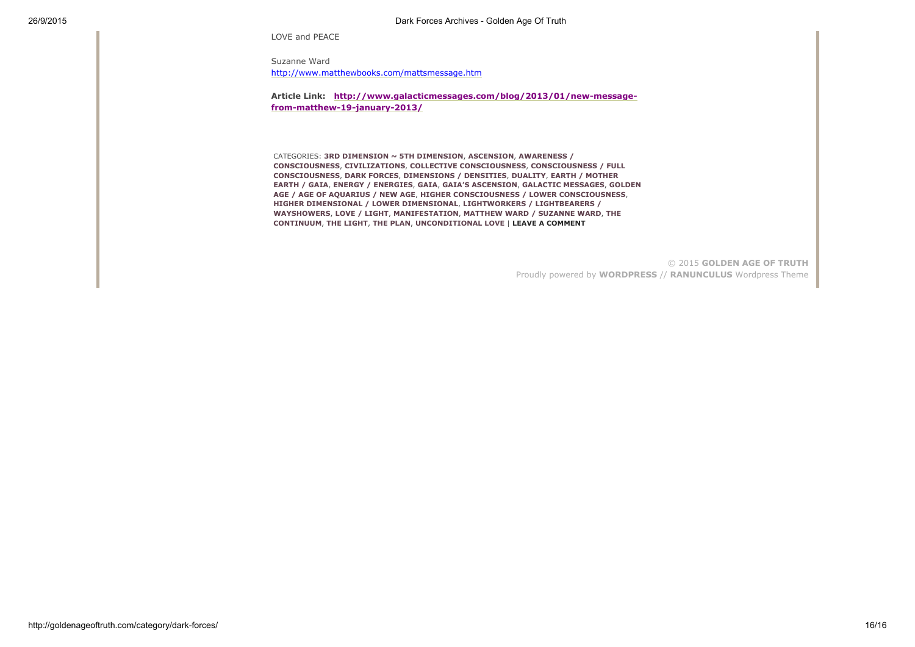LOVE and PEACE

Suzanne Ward
http://www.matthewbooks.com/mattsmessage.htm

**Article Link: http://www.galacticmessages.com/blog/2013/01/new-message-from-matthew-19-january-2013/**

CATEGORIES: **3RD DIMENSION ~ 5TH DIMENSION**, **ASCENSION**, **AWARENESS / CONSCIOUSNESS**, **CIVILIZATIONS**, **COLLECTIVE CONSCIOUSNESS**, **CONSCIOUSNESS / FULL CONSCIOUSNESS**, **DARK FORCES**, **DIMENSIONS / DENSITIES**, **DUALITY**, **EARTH / MOTHER EARTH / GAIA**, **ENERGY / ENERGIES**, **GAIA**, **GAIA'S ASCENSION**, **GALACTIC MESSAGES**, **GOLDEN AGE / AGE OF AQUARIUS / NEW AGE**, **HIGHER CONSCIOUSNESS / LOWER CONSCIOUSNESS**, **HIGHER DIMENSIONAL / LOWER DIMENSIONAL**, **LIGHTWORKERS / LIGHTBEARERS / WAYSHOWERS**, **LOVE / LIGHT**, **MANIFESTATION**, **MATTHEW WARD / SUZANNE WARD**, **THE CONTINUUM**, **THE LIGHT**, **THE PLAN**, **UNCONDITIONAL LOVE** | **LEAVE A COMMENT**

© 2015 **GOLDEN AGE OF TRUTH**
Proudly powered by **WORDPRESS** // **RANUNCULUS** Wordpress Theme